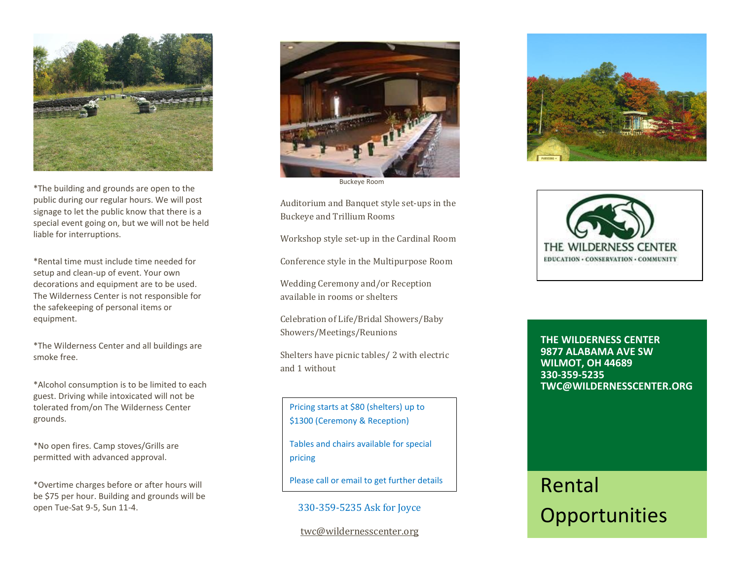*The building and grounds are open to the public during our regular hours. We will post signage to let the public know that there is a special event going on, but we will not be held liable for interruptions.

*Rental time must include time needed for setup and clean-up of event. Your own decorations and equipment are to be used. The Wilderness Center is not responsible for the safekeeping of personal items or equipment.

*The Wilderness Center and all buildings are smoke free.

*Alcohol consumption is to be limited to each guest. Driving while intoxicated will not be tolerated from/on The Wilderness Center grounds.

*No open fires. Camp stoves/Grills are permitted with advanced approval.

*Overtime charges before or after hours will be $75 per hour. Building and grounds will be open Tue-Sat 9-5, Sun 11-4.

Buckeye Room

Auditorium and Banquet style set-ups in the Buckeye and Trillium Rooms

Workshop style set-up in the Cardinal Room

Conference style in the Multipurpose Room

Wedding Ceremony and/or Reception available in rooms or shelters

Celebration of Life/Bridal Showers/Baby Showers/Meetings/Reunions

Shelters have picnic tables/ 2 with electric and 1 without

Pricing starts at $80 (shelters) up to $1300 (Ceremony & Reception)

Tables and chairs available for special pricing

Please call or email to get further details

330-359-5235 Ask for Joyce

twc@wildernesscenter.org

THE WILDERNESS CENTER

EDUCATION • CONSERVATION • COMMUNITY

**THE WILDERNESS CENTER**
**9877 ALABAMA AVE SW**
**WILMOT, OH 44689**
**330-359-5235**
**TWC@WILDERNESSCENTER.ORG**

# Rental Opportunities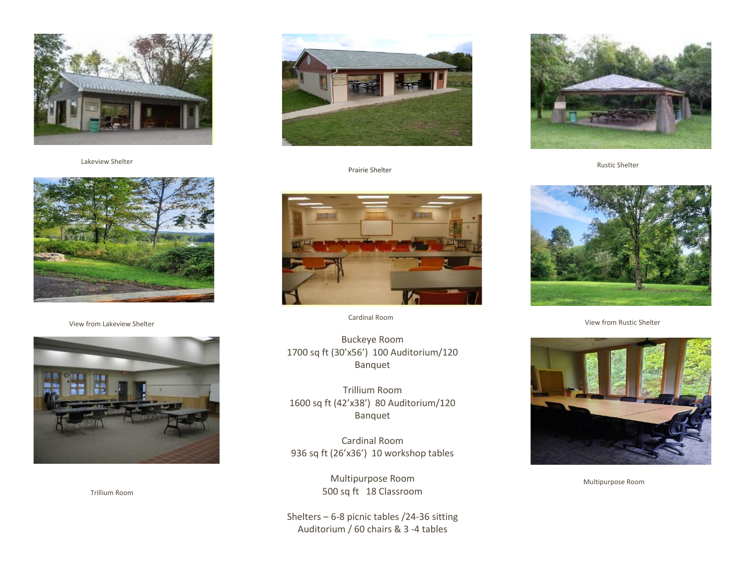Lakeview Shelter

Prairie Shelter

Rustic Shelter

View from Lakeview Shelter

Cardinal Room

View from Rustic Shelter

Buckeye Room
1700 sq ft (30'x56') 100 Auditorium/120 Banquet

Trillium Room
1600 sq ft (42'x38') 80 Auditorium/120 Banquet

Cardinal Room
936 sq ft (26'x36') 10 workshop tables

Multipurpose Room
500 sq ft 18 Classroom

Shelters – 6-8 picnic tables /24-36 sitting
Auditorium / 60 chairs & 3 -4 tables

Trillium Room

Multipurpose Room